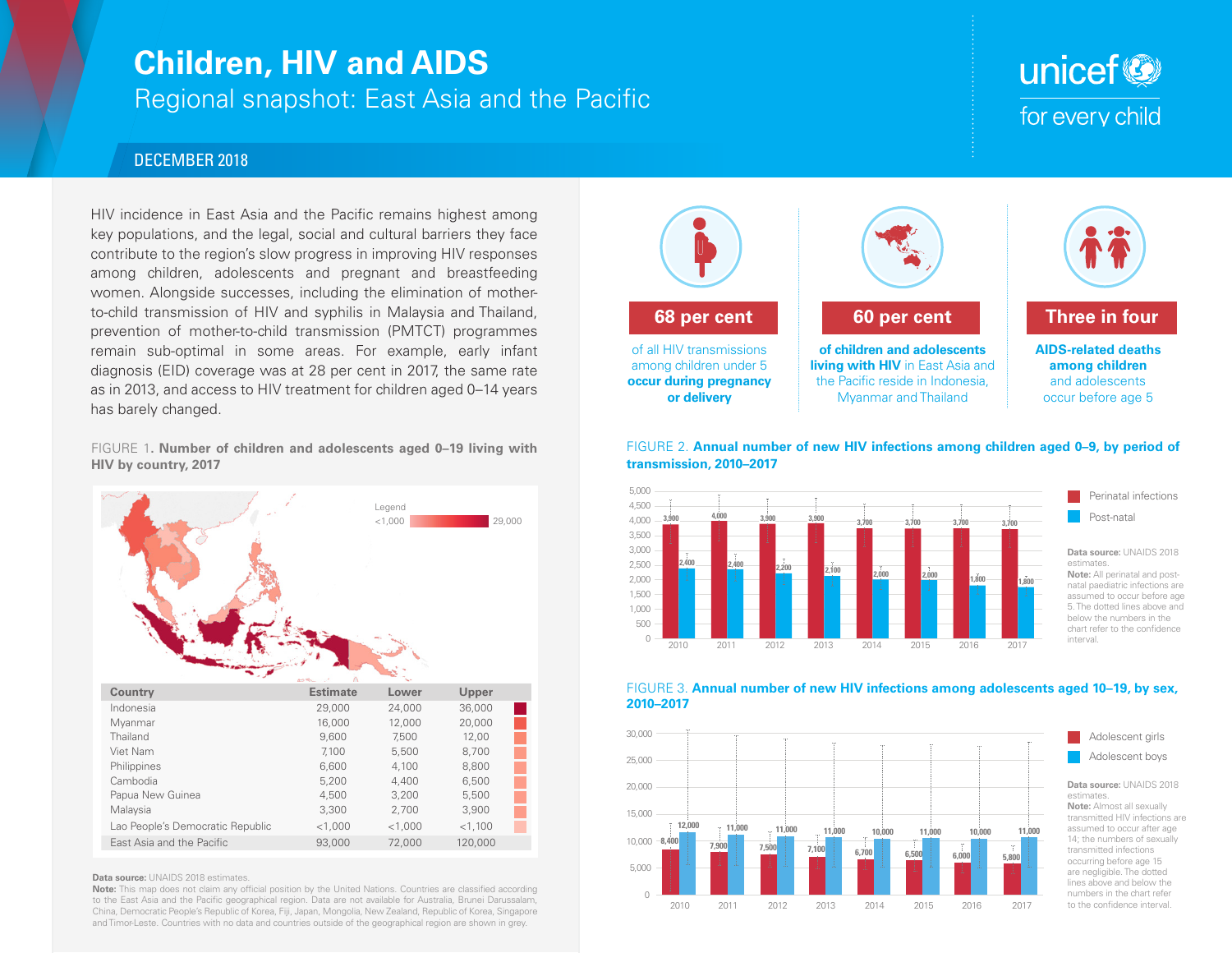# Children, HIV and AIDS

## Regional snapshot: East Asia and the Pacific

DECEMBER 2018

HIV incidence in East Asia and the Pacific remains highest among key populations, and the legal, social and cultural barriers they face contribute to the region's slow progress in improving HIV responses among children, adolescents and pregnant and breastfeeding women. Alongside successes, including the elimination of mother-to-child transmission of HIV and syphilis in Malaysia and Thailand, prevention of mother-to-child transmission (PMTCT) programmes remain sub-optimal in some areas. For example, early infant diagnosis (EID) coverage was at 28 per cent in 2017, the same rate as in 2013, and access to HIV treatment for children aged 0–14 years has barely changed.

**68 per cent** of all HIV transmissions among children under 5 **occur during pregnancy or delivery**

**60 per cent** **of children and adolescents living with HIV** in East Asia and the Pacific reside in Indonesia, Myanmar and Thailand

**Three in four** **AIDS-related deaths among children** and adolescents occur before age 5

FIGURE 1. **Number of children and adolescents aged 0–19 living with HIV by country, 2017**

Legend: <1,000 – 29,000

| Country | Estimate | Lower | Upper |
|---|---|---|---|
| Indonesia | 29,000 | 24,000 | 36,000 |
| Myanmar | 16,000 | 12,000 | 20,000 |
| Thailand | 9,600 | 7,500 | 12,00 |
| Viet Nam | 7,100 | 5,500 | 8,700 |
| Philippines | 6,600 | 4,100 | 8,800 |
| Cambodia | 5,200 | 4,400 | 6,500 |
| Papua New Guinea | 4,500 | 3,200 | 5,500 |
| Malaysia | 3,300 | 2,700 | 3,900 |
| Lao People's Democratic Republic | <1,000 | <1,000 | <1,100 |
| East Asia and the Pacific | 93,000 | 72,000 | 120,000 |

**Data source:** UNAIDS 2018 estimates.
**Note:** This map does not claim any official position by the United Nations. Countries are classified according to the East Asia and the Pacific geographical region. Data are not available for Australia, Brunei Darussalam, China, Democratic People's Republic of Korea, Fiji, Japan, Mongolia, New Zealand, Republic of Korea, Singapore and Timor-Leste. Countries with no data and countries outside of the geographical region are shown in grey.

FIGURE 2. **Annual number of new HIV infections among children aged 0–9, by period of transmission, 2010–2017**

| Year | Perinatal infections | Post-natal |
|---|---|---|
| 2010 | 3,900 | 2,400 |
| 2011 | 4,000 | 2,400 |
| 2012 | 3,900 | 2,200 |
| 2013 | 3,900 | 2,100 |
| 2014 | 3,700 | 2,000 |
| 2015 | 3,700 | 2,000 |
| 2016 | 3,700 | 1,800 |
| 2017 | 3,700 | 1,800 |

**Data source:** UNAIDS 2018 estimates.
**Note:** All perinatal and post-natal paediatric infections are assumed to occur before age 5. The dotted lines above and below the numbers in the chart refer to the confidence interval.

FIGURE 3. **Annual number of new HIV infections among adolescents aged 10–19, by sex, 2010–2017**

| Year | Adolescent girls | Adolescent boys |
|---|---|---|
| 2010 | 8,400 | 12,000 |
| 2011 | 7,900 | 11,000 |
| 2012 | 7,500 | 11,000 |
| 2013 | 7,100 | 11,000 |
| 2014 | 6,700 | 10,000 |
| 2015 | 6,500 | 11,000 |
| 2016 | 6,000 | 10,000 |
| 2017 | 5,800 | 11,000 |

**Data source:** UNAIDS 2018 estimates.
**Note:** Almost all sexually transmitted HIV infections are assumed to occur after age 14; the numbers of sexually transmitted infections occurring before age 15 are negligible. The dotted lines above and below the numbers in the chart refer to the confidence interval.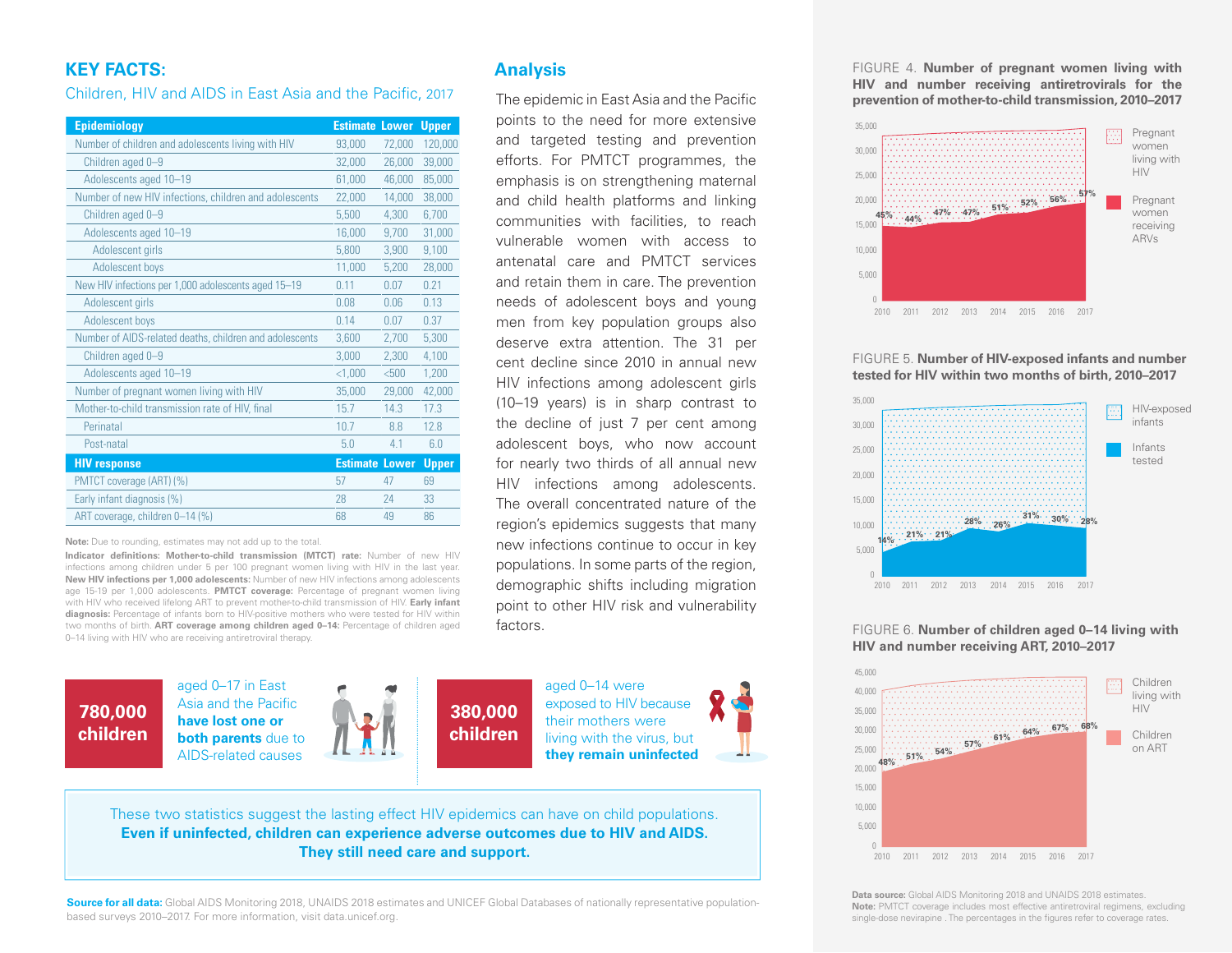## KEY FACTS:

Children, HIV and AIDS in East Asia and the Pacific, 2017

| Epidemiology | Estimate | Lower | Upper |
|---|---|---|---|
| Number of children and adolescents living with HIV | 93,000 | 72,000 | 120,000 |
| Children aged 0–9 | 32,000 | 26,000 | 39,000 |
| Adolescents aged 10–19 | 61,000 | 46,000 | 85,000 |
| Number of new HIV infections, children and adolescents | 22,000 | 14,000 | 38,000 |
| Children aged 0–9 | 5,500 | 4,300 | 6,700 |
| Adolescents aged 10–19 | 16,000 | 9,700 | 31,000 |
| Adolescent girls | 5,800 | 3,900 | 9,100 |
| Adolescent boys | 11,000 | 5,200 | 28,000 |
| New HIV infections per 1,000 adolescents aged 15–19 | 0.11 | 0.07 | 0.21 |
| Adolescent girls | 0.08 | 0.06 | 0.13 |
| Adolescent boys | 0.14 | 0.07 | 0.37 |
| Number of AIDS-related deaths, children and adolescents | 3,600 | 2,700 | 5,300 |
| Children aged 0–9 | 3,000 | 2,300 | 4,100 |
| Adolescents aged 10–19 | <1,000 | <500 | 1,200 |
| Number of pregnant women living with HIV | 35,000 | 29,000 | 42,000 |
| Mother-to-child transmission rate of HIV, final | 15.7 | 14.3 | 17.3 |
| Perinatal | 10.7 | 8.8 | 12.8 |
| Post-natal | 5.0 | 4.1 | 6.0 |
| **HIV response** | **Estimate** | **Lower** | **Upper** |
| PMTCT coverage (ART) (%) | 57 | 47 | 69 |
| Early infant diagnosis (%) | 28 | 24 | 33 |
| ART coverage, children 0–14 (%) | 68 | 49 | 86 |

**Note:** Due to rounding, estimates may not add up to the total.

**Indicator definitions: Mother-to-child transmission (MTCT) rate:** Number of new HIV infections among children under 5 per 100 pregnant women living with HIV in the last year. **New HIV infections per 1,000 adolescents:** Number of new HIV infections among adolescents age 15-19 per 1,000 adolescents. **PMTCT coverage:** Percentage of pregnant women living with HIV who received lifelong ART to prevent mother-to-child transmission of HIV. **Early infant diagnosis:** Percentage of infants born to HIV-positive mothers who were tested for HIV within two months of birth. **ART coverage among children aged 0–14:** Percentage of children aged 0–14 living with HIV who are receiving antiretroviral therapy.

## Analysis

The epidemic in East Asia and the Pacific points to the need for more extensive and targeted testing and prevention efforts. For PMTCT programmes, the emphasis is on strengthening maternal and child health platforms and linking communities with facilities, to reach vulnerable women with access to antenatal care and PMTCT services and retain them in care. The prevention needs of adolescent boys and young men from key population groups also deserve extra attention. The 31 per cent decline since 2010 in annual new HIV infections among adolescent girls (10–19 years) is in sharp contrast to the decline of just 7 per cent among adolescent boys, who now account for nearly two thirds of all annual new HIV infections among adolescents. The overall concentrated nature of the region's epidemics suggests that many new infections continue to occur in key populations. In some parts of the region, demographic shifts including migration point to other HIV risk and vulnerability factors.

**780,000 children** aged 0–17 in East Asia and the Pacific **have lost one or both parents** due to AIDS-related causes

**380,000 children** aged 0–14 were exposed to HIV because their mothers were living with the virus, but **they remain uninfected**

These two statistics suggest the lasting effect HIV epidemics can have on child populations.
**Even if uninfected, children can experience adverse outcomes due to HIV and AIDS. They still need care and support.**

**Source for all data:** Global AIDS Monitoring 2018, UNAIDS 2018 estimates and UNICEF Global Databases of nationally representative population-based surveys 2010–2017. For more information, visit data.unicef.org.

FIGURE 4. **Number of pregnant women living with HIV and number receiving antiretrovirals for the prevention of mother-to-child transmission, 2010–2017**

35,000
30,000
25,000
20,000
15,000
10,000
5,000
0
2010 2011 2012 2013 2014 2015 2016 2017
45% 44% 47% 47% 51% 52% 56% 57%
Pregnant women living with HIV
Pregnant women receiving ARVs

FIGURE 5. **Number of HIV-exposed infants and number tested for HIV within two months of birth, 2010–2017**

35,000
30,000
25,000
20,000
15,000
10,000
5,000
0
2010 2011 2012 2013 2014 2015 2016 2017
14% 21% 21% 28% 26% 31% 30% 28%
HIV-exposed infants
Infants tested

FIGURE 6. **Number of children aged 0–14 living with HIV and number receiving ART, 2010–2017**

45,000
40,000
35,000
30,000
25,000
20,000
15,000
10,000
5,000
0
2010 2011 2012 2013 2014 2015 2016 2017
48% 51% 54% 57% 61% 64% 67% 68%
Children living with HIV
Children on ART

**Data source:** Global AIDS Monitoring 2018 and UNAIDS 2018 estimates.
**Note:** PMTCT coverage includes most effective antiretroviral regimens, excluding single-dose nevirapine . The percentages in the figures refer to coverage rates.